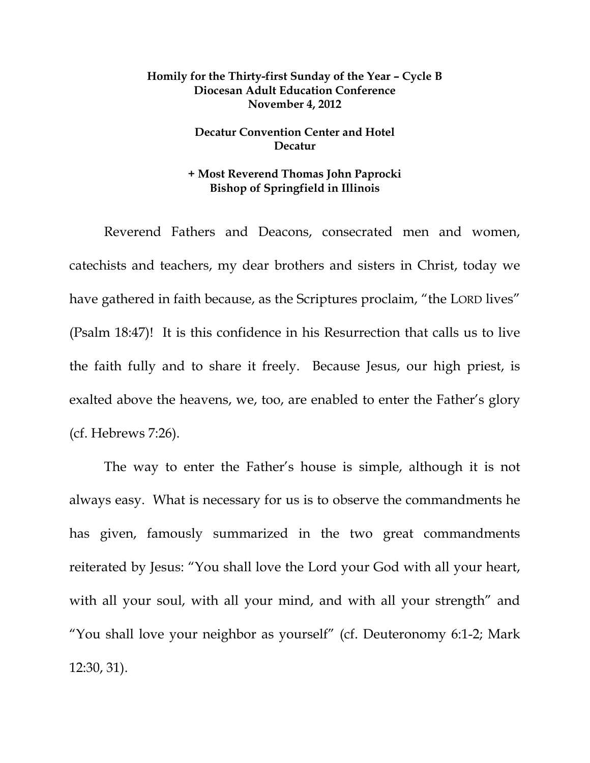**Homily for the Thirty-first Sunday of the Year – Cycle B**
**Diocesan Adult Education Conference**
**November 4, 2012**

**Decatur Convention Center and Hotel**
**Decatur**

**+ Most Reverend Thomas John Paprocki**
**Bishop of Springfield in Illinois**

Reverend Fathers and Deacons, consecrated men and women, catechists and teachers, my dear brothers and sisters in Christ, today we have gathered in faith because, as the Scriptures proclaim, "the LORD lives" (Psalm 18:47)! It is this confidence in his Resurrection that calls us to live the faith fully and to share it freely. Because Jesus, our high priest, is exalted above the heavens, we, too, are enabled to enter the Father's glory (cf. Hebrews 7:26).

The way to enter the Father's house is simple, although it is not always easy. What is necessary for us is to observe the commandments he has given, famously summarized in the two great commandments reiterated by Jesus: "You shall love the Lord your God with all your heart, with all your soul, with all your mind, and with all your strength" and "You shall love your neighbor as yourself" (cf. Deuteronomy 6:1-2; Mark 12:30, 31).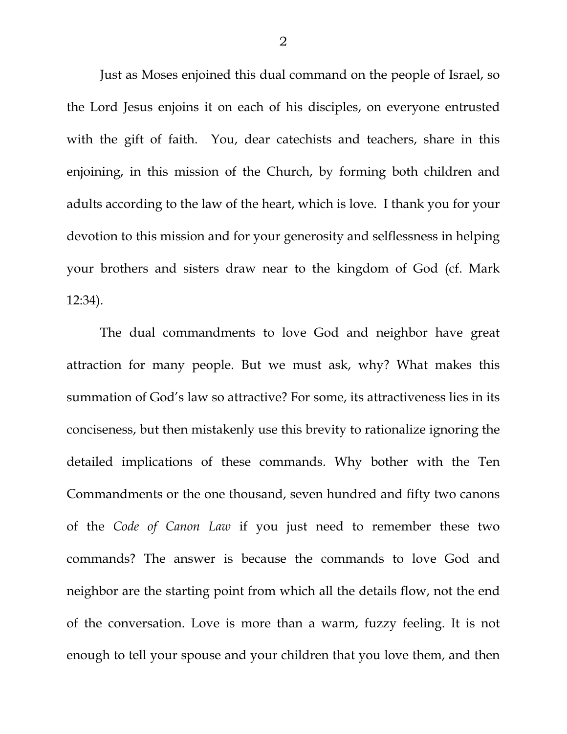Just as Moses enjoined this dual command on the people of Israel, so the Lord Jesus enjoins it on each of his disciples, on everyone entrusted with the gift of faith. You, dear catechists and teachers, share in this enjoining, in this mission of the Church, by forming both children and adults according to the law of the heart, which is love. I thank you for your devotion to this mission and for your generosity and selflessness in helping your brothers and sisters draw near to the kingdom of God (cf. Mark 12:34).

The dual commandments to love God and neighbor have great attraction for many people. But we must ask, why? What makes this summation of God's law so attractive? For some, its attractiveness lies in its conciseness, but then mistakenly use this brevity to rationalize ignoring the detailed implications of these commands. Why bother with the Ten Commandments or the one thousand, seven hundred and fifty two canons of the *Code of Canon Law* if you just need to remember these two commands? The answer is because the commands to love God and neighbor are the starting point from which all the details flow, not the end of the conversation. Love is more than a warm, fuzzy feeling. It is not enough to tell your spouse and your children that you love them, and then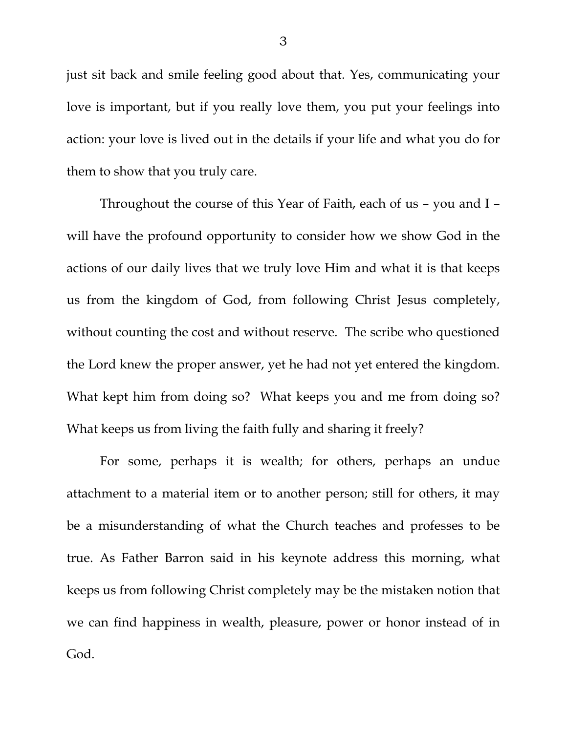just sit back and smile feeling good about that. Yes, communicating your love is important, but if you really love them, you put your feelings into action: your love is lived out in the details if your life and what you do for them to show that you truly care.

Throughout the course of this Year of Faith, each of us – you and I – will have the profound opportunity to consider how we show God in the actions of our daily lives that we truly love Him and what it is that keeps us from the kingdom of God, from following Christ Jesus completely, without counting the cost and without reserve. The scribe who questioned the Lord knew the proper answer, yet he had not yet entered the kingdom. What kept him from doing so? What keeps you and me from doing so? What keeps us from living the faith fully and sharing it freely?

For some, perhaps it is wealth; for others, perhaps an undue attachment to a material item or to another person; still for others, it may be a misunderstanding of what the Church teaches and professes to be true. As Father Barron said in his keynote address this morning, what keeps us from following Christ completely may be the mistaken notion that we can find happiness in wealth, pleasure, power or honor instead of in God.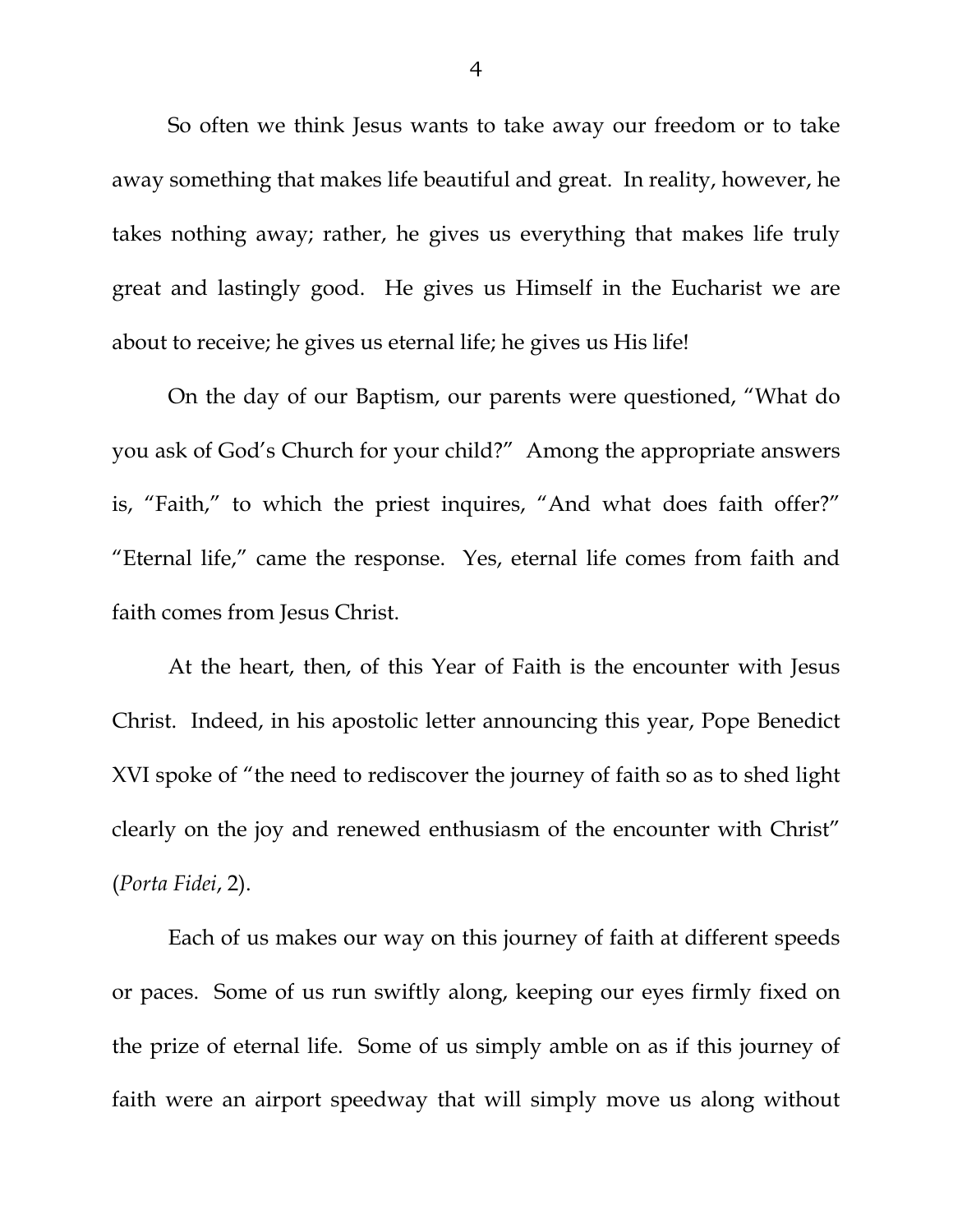So often we think Jesus wants to take away our freedom or to take away something that makes life beautiful and great. In reality, however, he takes nothing away; rather, he gives us everything that makes life truly great and lastingly good. He gives us Himself in the Eucharist we are about to receive; he gives us eternal life; he gives us His life!

On the day of our Baptism, our parents were questioned, "What do you ask of God's Church for your child?" Among the appropriate answers is, "Faith," to which the priest inquires, "And what does faith offer?" "Eternal life," came the response. Yes, eternal life comes from faith and faith comes from Jesus Christ.

At the heart, then, of this Year of Faith is the encounter with Jesus Christ. Indeed, in his apostolic letter announcing this year, Pope Benedict XVI spoke of "the need to rediscover the journey of faith so as to shed light clearly on the joy and renewed enthusiasm of the encounter with Christ" (*Porta Fidei*, 2).

Each of us makes our way on this journey of faith at different speeds or paces. Some of us run swiftly along, keeping our eyes firmly fixed on the prize of eternal life. Some of us simply amble on as if this journey of faith were an airport speedway that will simply move us along without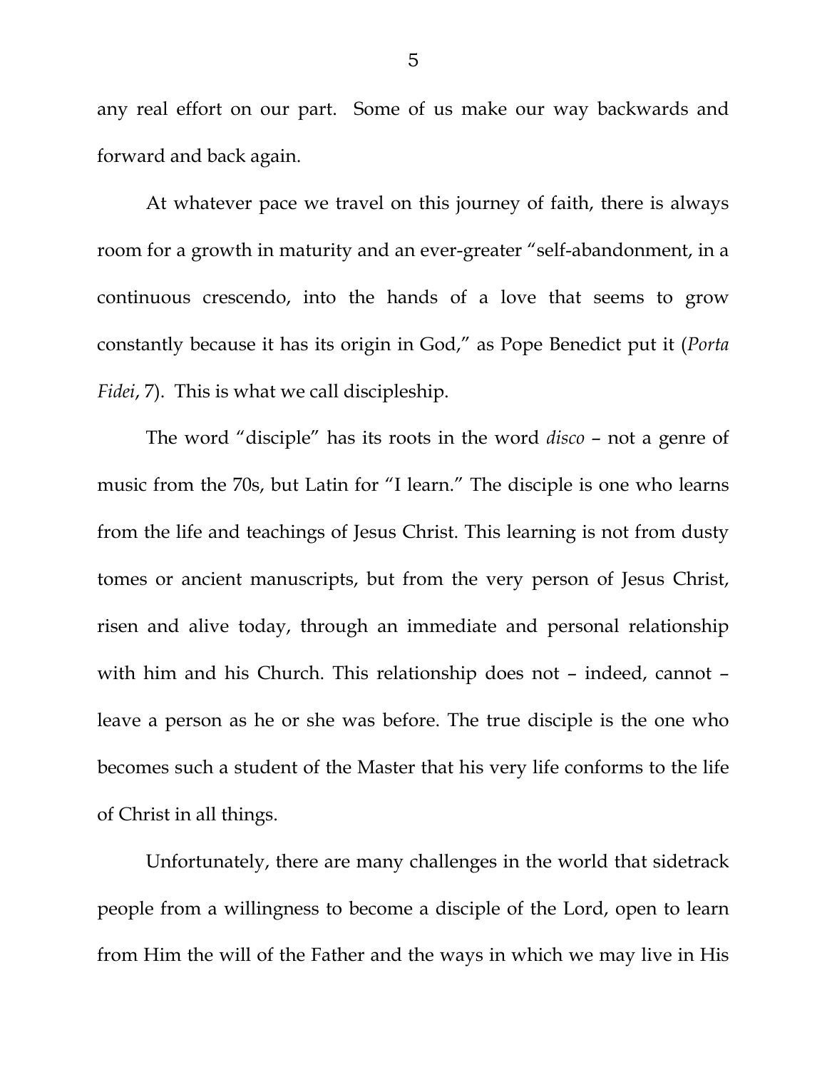any real effort on our part. Some of us make our way backwards and forward and back again.

At whatever pace we travel on this journey of faith, there is always room for a growth in maturity and an ever-greater "self-abandonment, in a continuous crescendo, into the hands of a love that seems to grow constantly because it has its origin in God," as Pope Benedict put it (*Porta Fidei*, 7). This is what we call discipleship.

The word "disciple" has its roots in the word *disco* – not a genre of music from the 70s, but Latin for "I learn." The disciple is one who learns from the life and teachings of Jesus Christ. This learning is not from dusty tomes or ancient manuscripts, but from the very person of Jesus Christ, risen and alive today, through an immediate and personal relationship with him and his Church. This relationship does not – indeed, cannot – leave a person as he or she was before. The true disciple is the one who becomes such a student of the Master that his very life conforms to the life of Christ in all things.

Unfortunately, there are many challenges in the world that sidetrack people from a willingness to become a disciple of the Lord, open to learn from Him the will of the Father and the ways in which we may live in His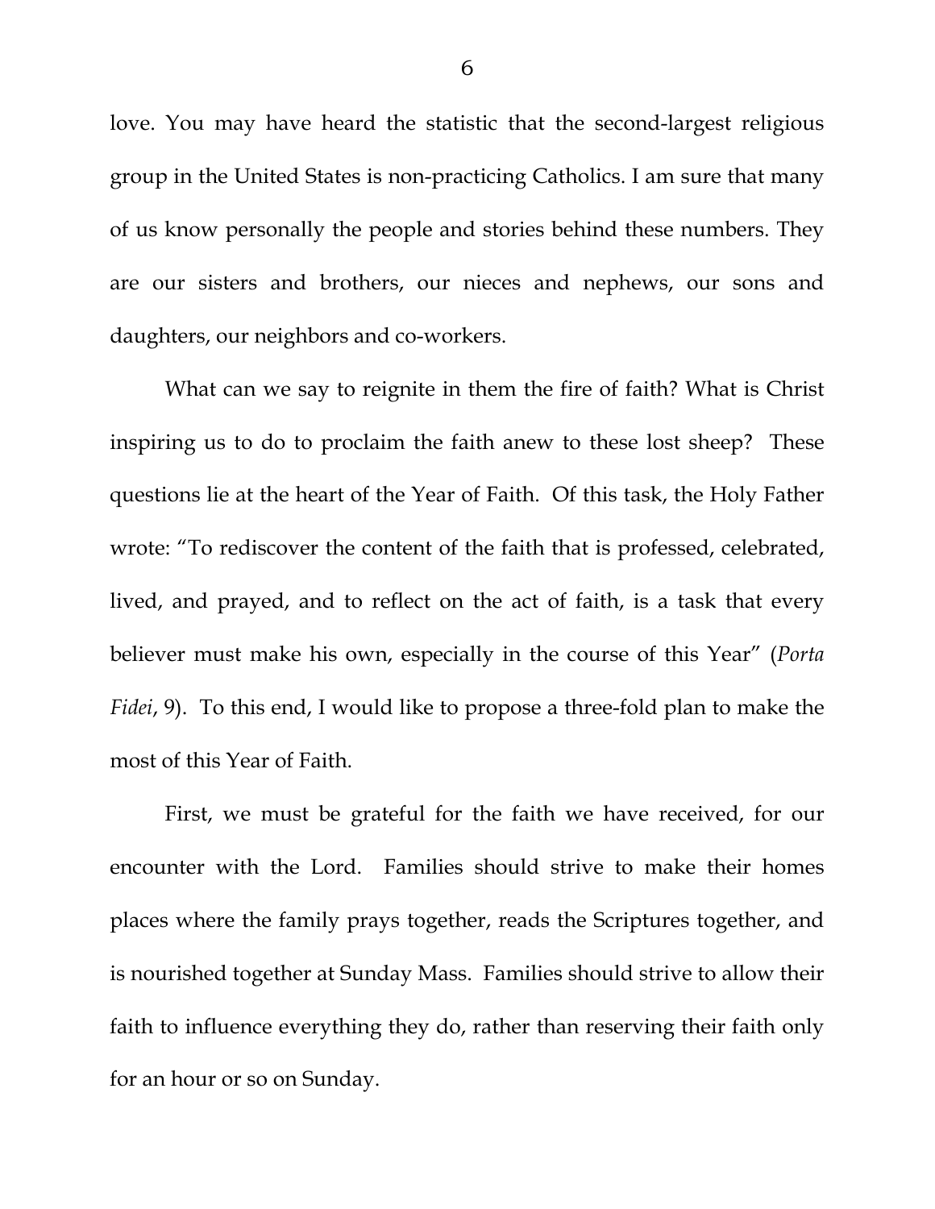love. You may have heard the statistic that the second-largest religious group in the United States is non-practicing Catholics. I am sure that many of us know personally the people and stories behind these numbers. They are our sisters and brothers, our nieces and nephews, our sons and daughters, our neighbors and co-workers.

What can we say to reignite in them the fire of faith? What is Christ inspiring us to do to proclaim the faith anew to these lost sheep? These questions lie at the heart of the Year of Faith. Of this task, the Holy Father wrote: "To rediscover the content of the faith that is professed, celebrated, lived, and prayed, and to reflect on the act of faith, is a task that every believer must make his own, especially in the course of this Year" (*Porta Fidei*, 9). To this end, I would like to propose a three-fold plan to make the most of this Year of Faith.

First, we must be grateful for the faith we have received, for our encounter with the Lord. Families should strive to make their homes places where the family prays together, reads the Scriptures together, and is nourished together at Sunday Mass. Families should strive to allow their faith to influence everything they do, rather than reserving their faith only for an hour or so on Sunday.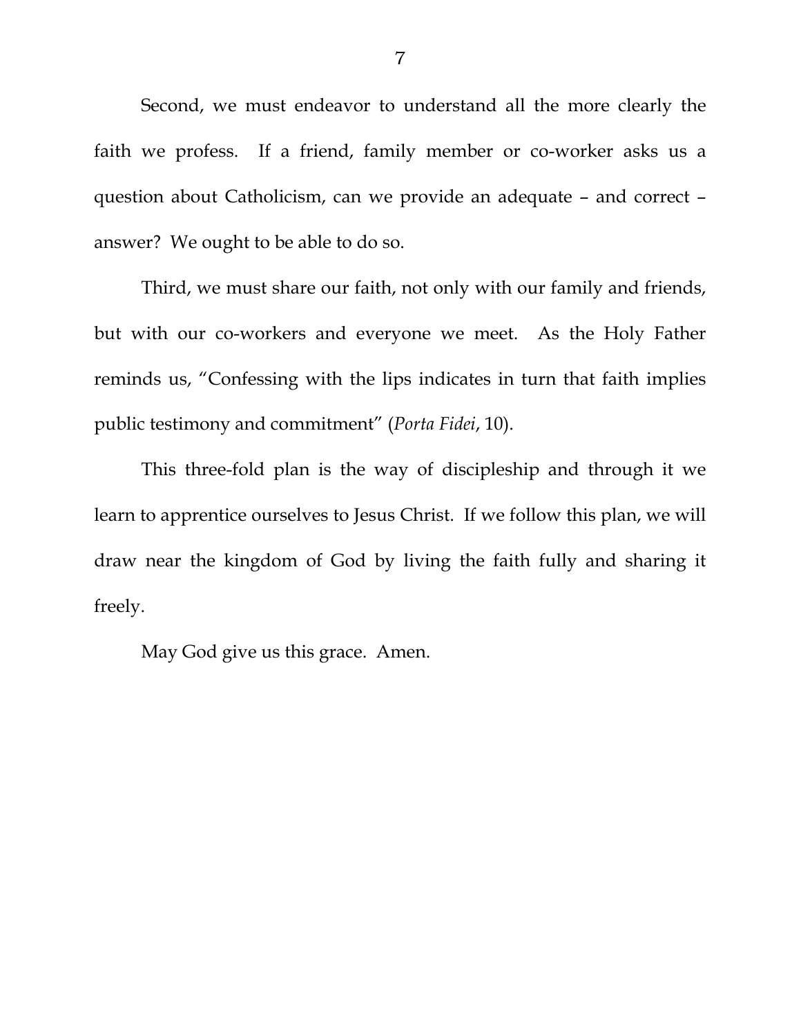Second, we must endeavor to understand all the more clearly the faith we profess. If a friend, family member or co-worker asks us a question about Catholicism, can we provide an adequate – and correct – answer? We ought to be able to do so.

Third, we must share our faith, not only with our family and friends, but with our co-workers and everyone we meet. As the Holy Father reminds us, "Confessing with the lips indicates in turn that faith implies public testimony and commitment" (*Porta Fidei*, 10).

This three-fold plan is the way of discipleship and through it we learn to apprentice ourselves to Jesus Christ. If we follow this plan, we will draw near the kingdom of God by living the faith fully and sharing it freely.

May God give us this grace. Amen.